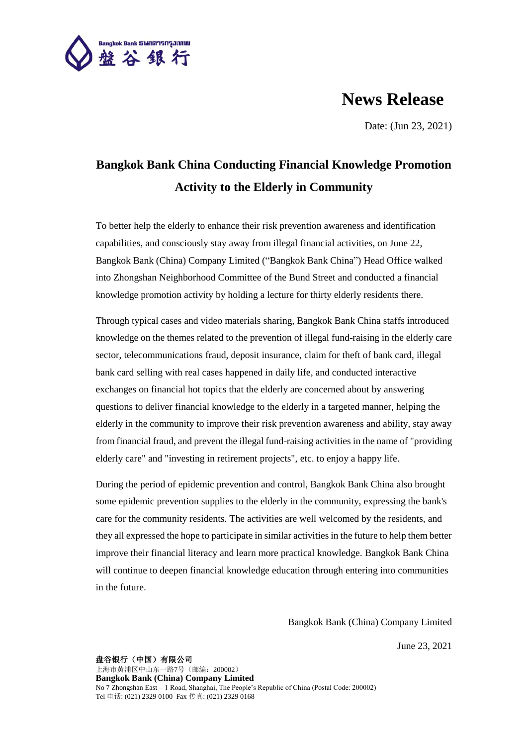# News Release

Date: (Jun 23, 2021)

## Bangkok Bank China Conducting Financial Knowledge Promotion Activity to the Elderly in Community

To better help the elderly to enhance their risk prevention awareness and identification capabilities, and consciously stay away from illegal financial activities, on June 22, Bangkok Bank (China) Company Limited ("Bangkok Bank China") Head Office walked into Zhongshan Neighborhood Committee of the Bund Street and conducted a financial knowledge promotion activity by holding a lecture for thirty elderly residents there.

Through typical cases and video materials sharing, Bangkok Bank China staffs introduced knowledge on the themes related to the prevention of illegal fund-raising in the elderly care sector, telecommunications fraud, deposit insurance, claim for theft of bank card, illegal bank card selling with real cases happened in daily life, and conducted interactive exchanges on financial hot topics that the elderly are concerned about by answering questions to deliver financial knowledge to the elderly in a targeted manner, helping the elderly in the community to improve their risk prevention awareness and ability, stay away from financial fraud, and prevent the illegal fund-raising activities in the name of "providing elderly care" and "investing in retirement projects", etc. to enjoy a happy life.

During the period of epidemic prevention and control, Bangkok Bank China also brought some epidemic prevention supplies to the elderly in the community, expressing the bank's care for the community residents. The activities are well welcomed by the residents, and they all expressed the hope to participate in similar activities in the future to help them better improve their financial literacy and learn more practical knowledge. Bangkok Bank China will continue to deepen financial knowledge education through entering into communities in the future.

Bangkok Bank (China) Company Limited

June 23, 2021

**盘谷银行（中国）有限公司**
上海市黄浦区中山东一路7号（邮编：200002）
**Bangkok Bank (China) Company Limited**
No 7 Zhongshan East – 1 Road, Shanghai, The People's Republic of China (Postal Code: 200002)
Tel 电话: (021) 2329 0100 Fax 传真: (021) 2329 0168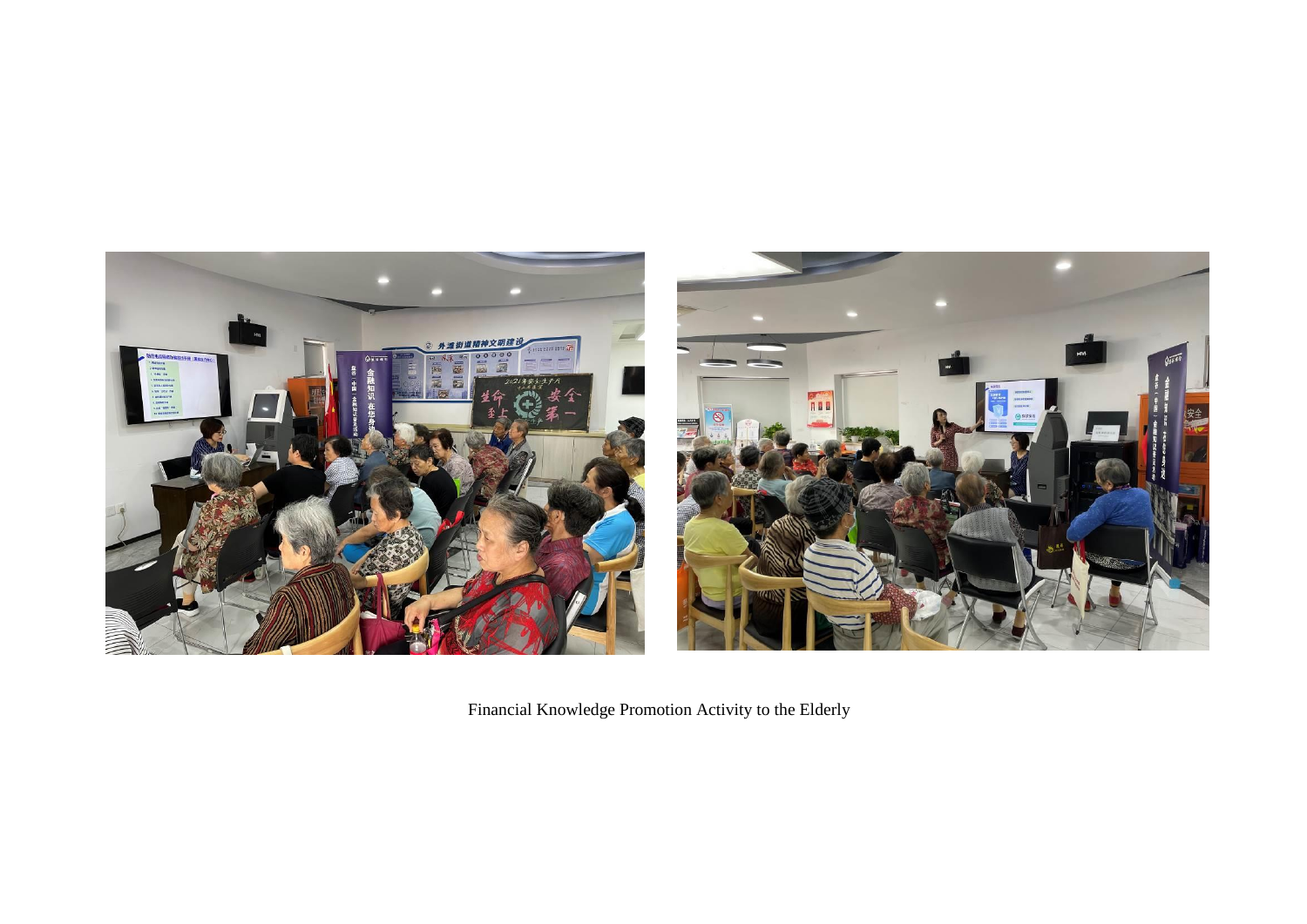Financial Knowledge Promotion Activity to the Elderly